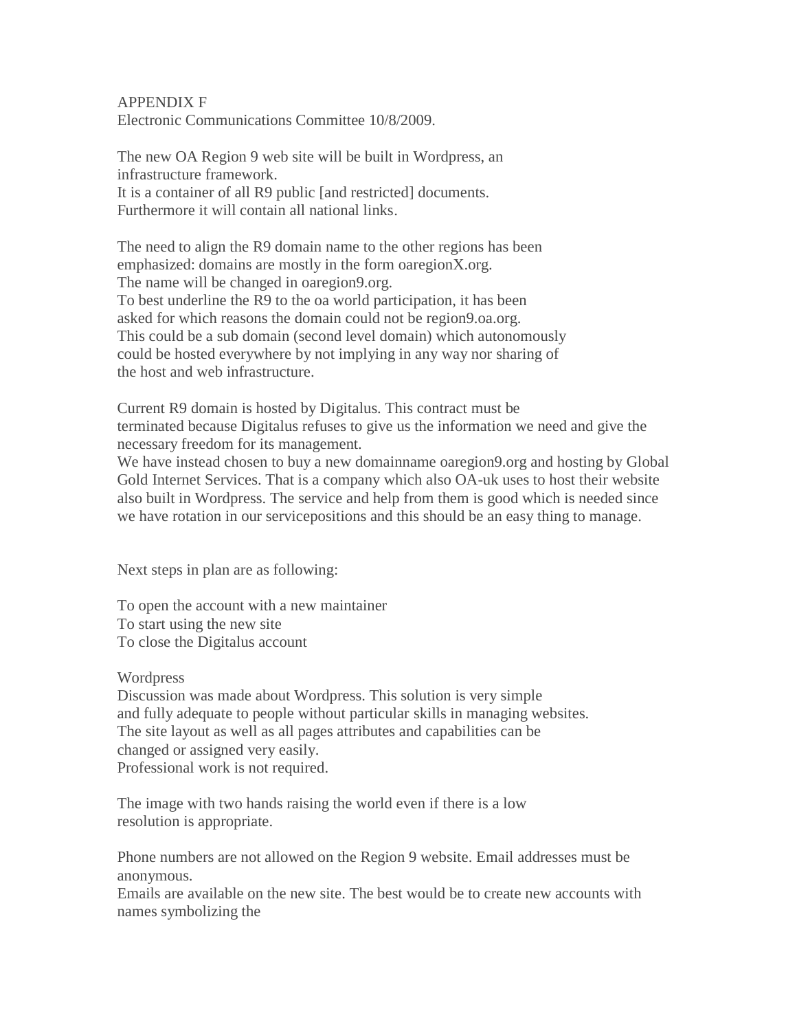APPENDIX F
Electronic Communications Committee 10/8/2009.

The new OA Region 9 web site will be built in Wordpress, an infrastructure framework.
It is a container of all R9 public [and restricted] documents.
Furthermore it will contain all national links.

The need to align the R9 domain name to the other regions has been emphasized: domains are mostly in the form oaregionX.org.
The name will be changed in oaregion9.org.
To best underline the R9 to the oa world participation, it has been asked for which reasons the domain could not be region9.oa.org.
This could be a sub domain (second level domain) which autonomously could be hosted everywhere by not implying in any way nor sharing of the host and web infrastructure.

Current R9 domain is hosted by Digitalus. This contract must be terminated because Digitalus refuses to give us the information we need and give the necessary freedom for its management.
We have instead chosen to buy a new domainname oaregion9.org and hosting by Global Gold Internet Services. That is a company which also OA-uk uses to host their website also built in Wordpress. The service and help from them is good which is needed since we have rotation in our servicepositions and this should be an easy thing to manage.

Next steps in plan are as following:

To open the account with a new maintainer
To start using the new site
To close the Digitalus account

Wordpress
Discussion was made about Wordpress. This solution is very simple and fully adequate to people without particular skills in managing websites.
The site layout as well as all pages attributes and capabilities can be changed or assigned very easily.
Professional work is not required.

The image with two hands raising the world even if there is a low resolution is appropriate.

Phone numbers are not allowed on the Region 9 website. Email addresses must be anonymous.
Emails are available on the new site. The best would be to create new accounts with names symbolizing the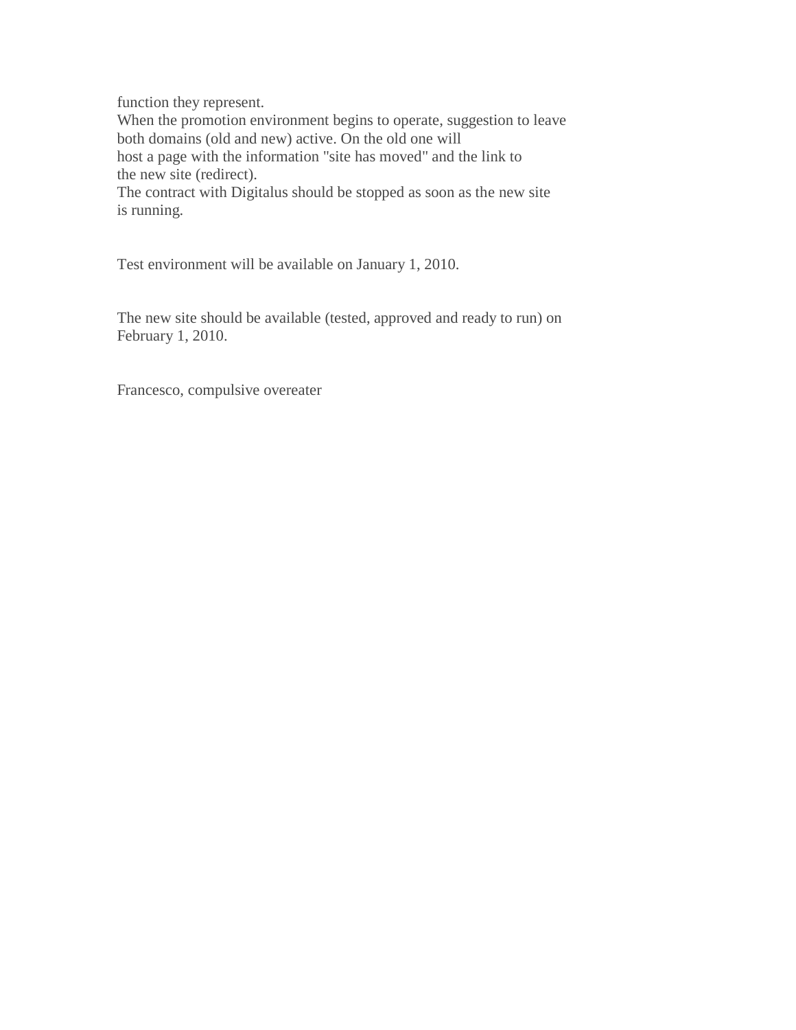function they represent.
When the promotion environment begins to operate, suggestion to leave both domains (old and new) active. On the old one will host a page with the information "site has moved" and the link to the new site (redirect).
The contract with Digitalus should be stopped as soon as the new site is running.

Test environment will be available on January 1, 2010.

The new site should be available (tested, approved and ready to run) on February 1, 2010.

Francesco, compulsive overeater